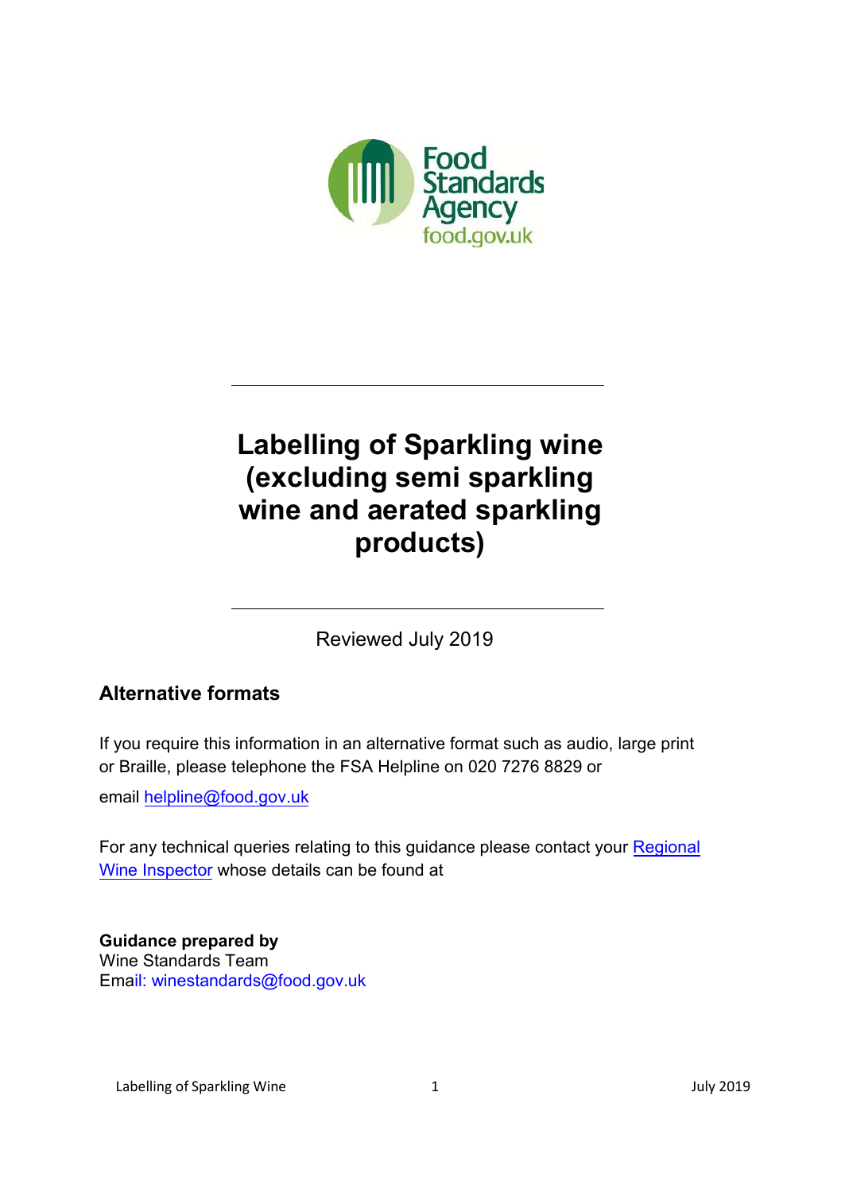Food Standards Agency
food.gov.uk

# Labelling of Sparkling wine (excluding semi sparkling wine and aerated sparkling products)

Reviewed July 2019

## Alternative formats

If you require this information in an alternative format such as audio, large print or Braille, please telephone the FSA Helpline on 020 7276 8829 or email helpline@food.gov.uk

For any technical queries relating to this guidance please contact your Regional Wine Inspector whose details can be found at

**Guidance prepared by**
Wine Standards Team
Email: winestandards@food.gov.uk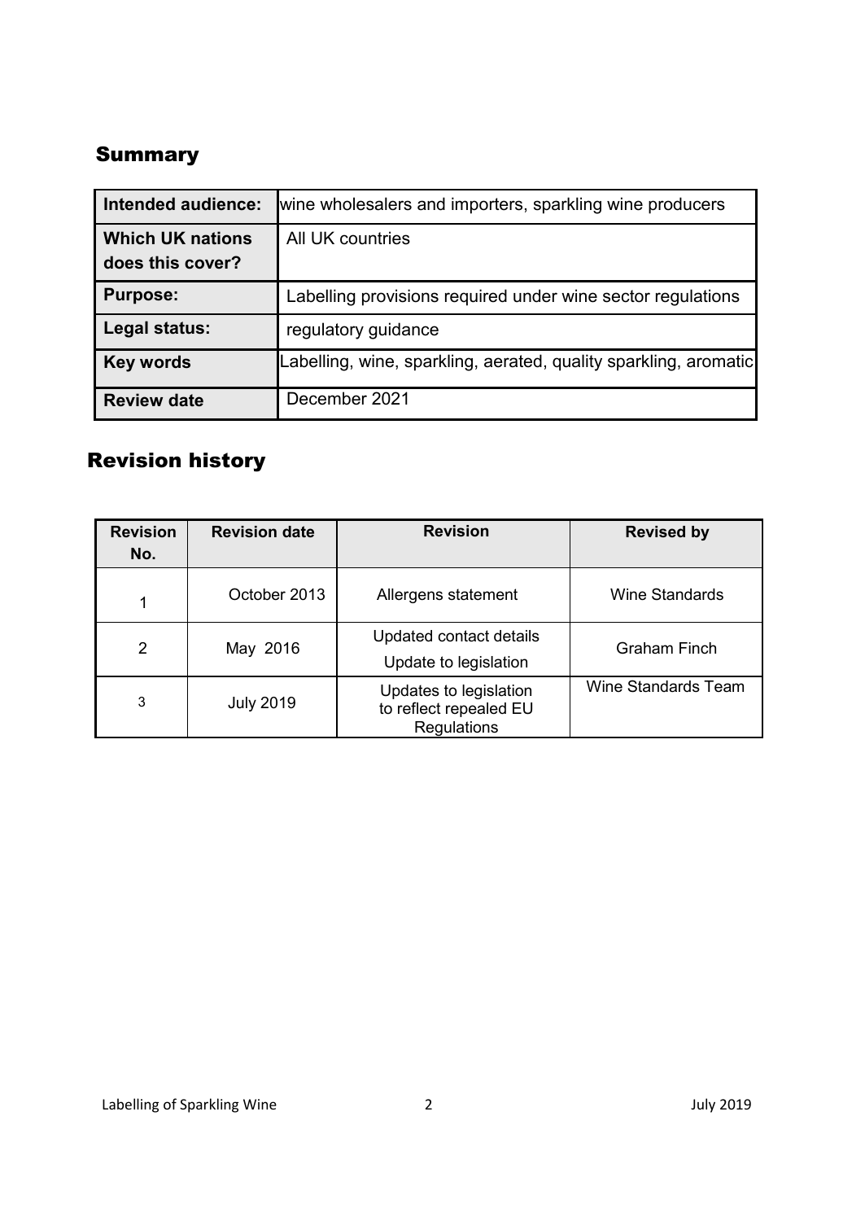## Summary

| Intended audience: | wine wholesalers and importers, sparkling wine producers |
|---|---|
| Which UK nations does this cover? | All UK countries |
| Purpose: | Labelling provisions required under wine sector regulations |
| Legal status: | regulatory guidance |
| Key words | Labelling, wine, sparkling, aerated, quality sparkling, aromatic |
| Review date | December 2021 |

## Revision history

| Revision No. | Revision date | Revision | Revised by |
|---|---|---|---|
| 1 | October 2013 | Allergens statement | Wine Standards |
| 2 | May 2016 | Updated contact details<br>Update to legislation | Graham Finch |
| 3 | July 2019 | Updates to legislation to reflect repealed EU Regulations | Wine Standards Team |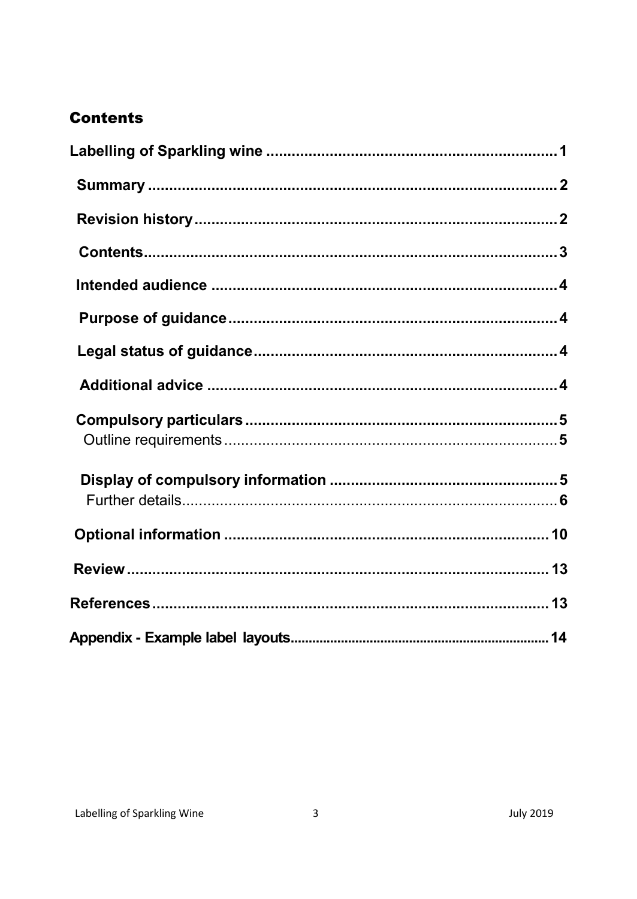## Contents

| | |
|---|---|
| **Labelling of Sparkling wine** | **1** |
| **Summary** | **2** |
| **Revision history** | **2** |
| **Contents** | **3** |
| **Intended audience** | **4** |
| **Purpose of guidance** | **4** |
| **Legal status of guidance** | **4** |
| **Additional advice** | **4** |
| **Compulsory particulars** | **5** |
| Outline requirements | **5** |
| **Display of compulsory information** | **5** |
| Further details | **6** |
| **Optional information** | **10** |
| **Review** | **13** |
| **References** | **13** |
| **Appendix - Example label layouts** | **14** |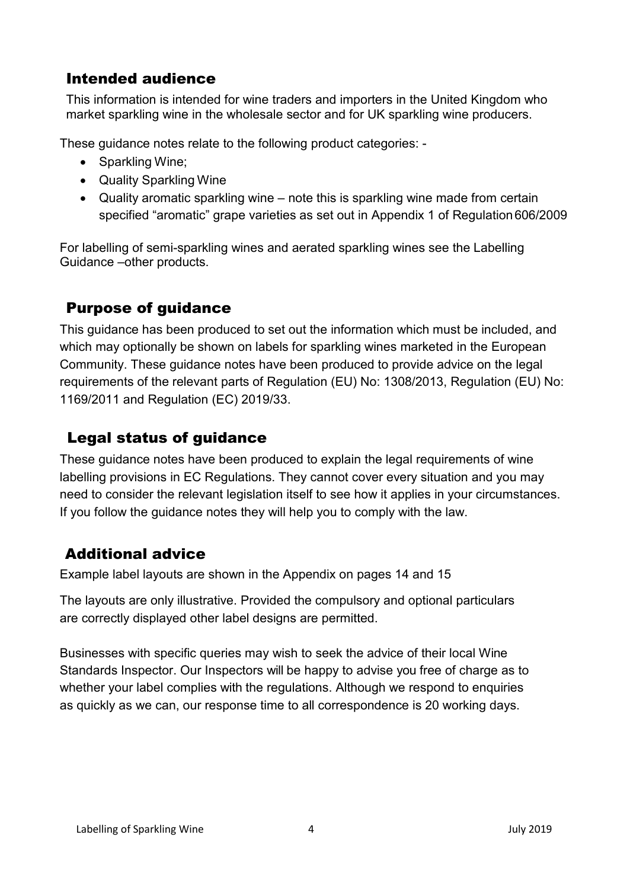## Intended audience

This information is intended for wine traders and importers in the United Kingdom who market sparkling wine in the wholesale sector and for UK sparkling wine producers.

These guidance notes relate to the following product categories: -

- Sparkling Wine;
- Quality Sparkling Wine
- Quality aromatic sparkling wine – note this is sparkling wine made from certain specified "aromatic" grape varieties as set out in Appendix 1 of Regulation 606/2009

For labelling of semi-sparkling wines and aerated sparkling wines see the Labelling Guidance –other products.

## Purpose of guidance

This guidance has been produced to set out the information which must be included, and which may optionally be shown on labels for sparkling wines marketed in the European Community. These guidance notes have been produced to provide advice on the legal requirements of the relevant parts of Regulation (EU) No: 1308/2013, Regulation (EU) No: 1169/2011 and Regulation (EC) 2019/33.

## Legal status of guidance

These guidance notes have been produced to explain the legal requirements of wine labelling provisions in EC Regulations. They cannot cover every situation and you may need to consider the relevant legislation itself to see how it applies in your circumstances. If you follow the guidance notes they will help you to comply with the law.

## Additional advice

Example label layouts are shown in the Appendix on pages 14 and 15

The layouts are only illustrative. Provided the compulsory and optional particulars are correctly displayed other label designs are permitted.

Businesses with specific queries may wish to seek the advice of their local Wine Standards Inspector. Our Inspectors will be happy to advise you free of charge as to whether your label complies with the regulations. Although we respond to enquiries as quickly as we can, our response time to all correspondence is 20 working days.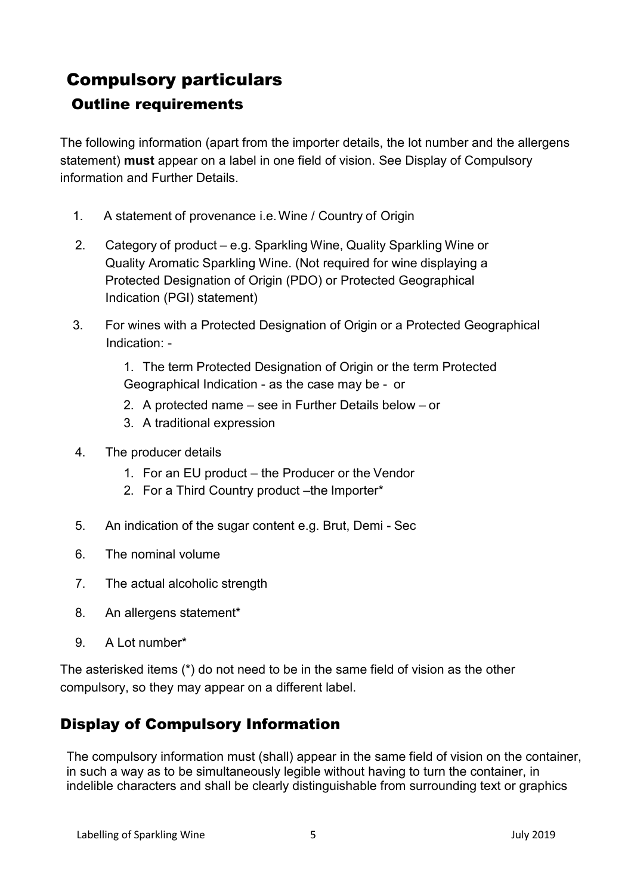# Compulsory particulars

## Outline requirements

The following information (apart from the importer details, the lot number and the allergens statement) **must** appear on a label in one field of vision. See Display of Compulsory information and Further Details.

1. A statement of provenance i.e. Wine / Country of Origin
2. Category of product – e.g. Sparkling Wine, Quality Sparkling Wine or Quality Aromatic Sparkling Wine. (Not required for wine displaying a Protected Designation of Origin (PDO) or Protected Geographical Indication (PGI) statement)
3. For wines with a Protected Designation of Origin or a Protected Geographical Indication: -
   1. The term Protected Designation of Origin or the term Protected Geographical Indication - as the case may be - or
   2. A protected name – see in Further Details below – or
   3. A traditional expression
4. The producer details
   1. For an EU product – the Producer or the Vendor
   2. For a Third Country product –the Importer*
5. An indication of the sugar content e.g. Brut, Demi - Sec
6. The nominal volume
7. The actual alcoholic strength
8. An allergens statement*
9. A Lot number*

The asterisked items (*) do not need to be in the same field of vision as the other compulsory, so they may appear on a different label.

## Display of Compulsory Information

The compulsory information must (shall) appear in the same field of vision on the container, in such a way as to be simultaneously legible without having to turn the container, in indelible characters and shall be clearly distinguishable from surrounding text or graphics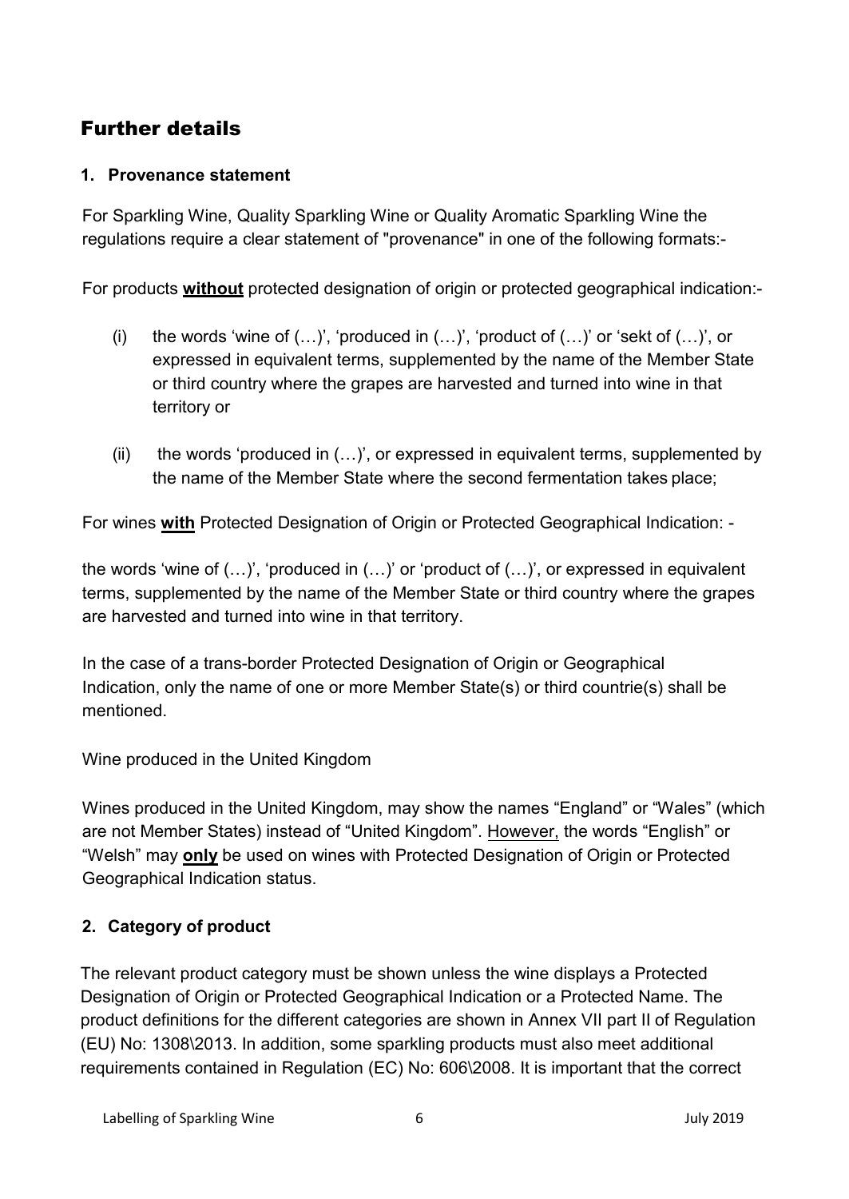# Further details

## 1. Provenance statement

For Sparkling Wine, Quality Sparkling Wine or Quality Aromatic Sparkling Wine the regulations require a clear statement of "provenance" in one of the following formats:-

For products **without** protected designation of origin or protected geographical indication:-

(i) the words 'wine of (…)', 'produced in (…)', 'product of (…)' or 'sekt of (…)', or expressed in equivalent terms, supplemented by the name of the Member State or third country where the grapes are harvested and turned into wine in that territory or

(ii) the words 'produced in (…)', or expressed in equivalent terms, supplemented by the name of the Member State where the second fermentation takes place;

For wines **with** Protected Designation of Origin or Protected Geographical Indication: -

the words 'wine of (…)', 'produced in (…)' or 'product of (…)', or expressed in equivalent terms, supplemented by the name of the Member State or third country where the grapes are harvested and turned into wine in that territory.

In the case of a trans-border Protected Designation of Origin or Geographical Indication, only the name of one or more Member State(s) or third countrie(s) shall be mentioned.

Wine produced in the United Kingdom

Wines produced in the United Kingdom, may show the names "England" or "Wales" (which are not Member States) instead of "United Kingdom". However, the words "English" or "Welsh" may **only** be used on wines with Protected Designation of Origin or Protected Geographical Indication status.

## 2. Category of product

The relevant product category must be shown unless the wine displays a Protected Designation of Origin or Protected Geographical Indication or a Protected Name. The product definitions for the different categories are shown in Annex VII part II of Regulation (EU) No: 1308\2013. In addition, some sparkling products must also meet additional requirements contained in Regulation (EC) No: 606\2008. It is important that the correct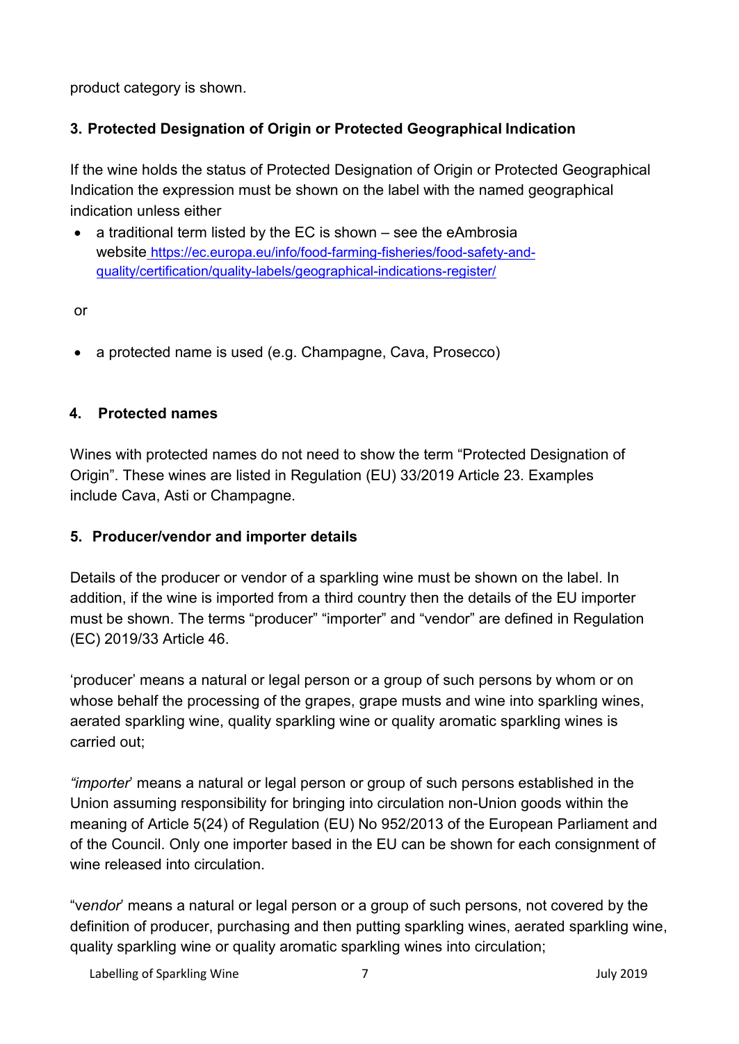product category is shown.

### 3. Protected Designation of Origin or Protected Geographical Indication

If the wine holds the status of Protected Designation of Origin or Protected Geographical Indication the expression must be shown on the label with the named geographical indication unless either

- a traditional term listed by the EC is shown – see the eAmbrosia website [https://ec.europa.eu/info/food-farming-fisheries/food-safety-and-quality/certification/quality-labels/geographical-indications-register/](https://ec.europa.eu/info/food-farming-fisheries/food-safety-and-quality/certification/quality-labels/geographical-indications-register/)

or

- a protected name is used (e.g. Champagne, Cava, Prosecco)

### 4. Protected names

Wines with protected names do not need to show the term "Protected Designation of Origin". These wines are listed in Regulation (EU) 33/2019 Article 23. Examples include Cava, Asti or Champagne.

### 5. Producer/vendor and importer details

Details of the producer or vendor of a sparkling wine must be shown on the label. In addition, if the wine is imported from a third country then the details of the EU importer must be shown. The terms "producer" "importer" and "vendor" are defined in Regulation (EC) 2019/33 Article 46.

'producer' means a natural or legal person or a group of such persons by whom or on whose behalf the processing of the grapes, grape musts and wine into sparkling wines, aerated sparkling wine, quality sparkling wine or quality aromatic sparkling wines is carried out;

*"importer*' means a natural or legal person or group of such persons established in the Union assuming responsibility for bringing into circulation non-Union goods within the meaning of Article 5(24) of Regulation (EU) No 952/2013 of the European Parliament and of the Council. Only one importer based in the EU can be shown for each consignment of wine released into circulation.

"v*endor*' means a natural or legal person or a group of such persons, not covered by the definition of producer, purchasing and then putting sparkling wines, aerated sparkling wine, quality sparkling wine or quality aromatic sparkling wines into circulation;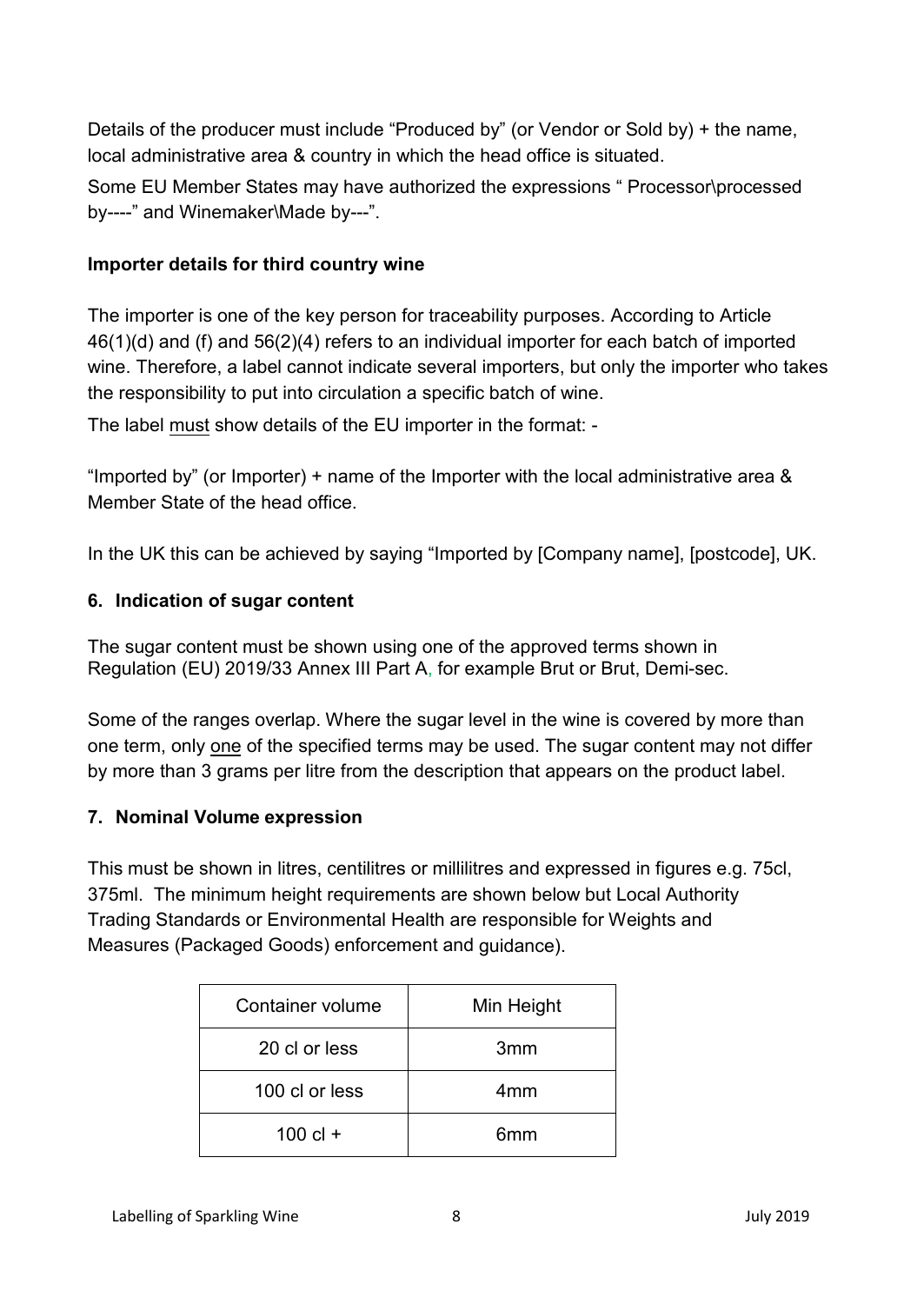Details of the producer must include "Produced by" (or Vendor or Sold by) + the name, local administrative area & country in which the head office is situated.

Some EU Member States may have authorized the expressions " Processor\processed by----" and Winemaker\Made by---".

**Importer details for third country wine**

The importer is one of the key person for traceability purposes. According to Article 46(1)(d) and (f) and 56(2)(4) refers to an individual importer for each batch of imported wine. Therefore, a label cannot indicate several importers, but only the importer who takes the responsibility to put into circulation a specific batch of wine.

The label <u>must</u> show details of the EU importer in the format: -

"Imported by" (or Importer) + name of the Importer with the local administrative area & Member State of the head office.

In the UK this can be achieved by saying "Imported by [Company name], [postcode], UK.

## 6. Indication of sugar content

The sugar content must be shown using one of the approved terms shown in Regulation (EU) 2019/33 Annex III Part A, for example Brut or Brut, Demi-sec.

Some of the ranges overlap. Where the sugar level in the wine is covered by more than one term, only <u>one</u> of the specified terms may be used. The sugar content may not differ by more than 3 grams per litre from the description that appears on the product label.

## 7. Nominal Volume expression

This must be shown in litres, centilitres or millilitres and expressed in figures e.g. 75cl, 375ml. The minimum height requirements are shown below but Local Authority Trading Standards or Environmental Health are responsible for Weights and Measures (Packaged Goods) enforcement and guidance).

| Container volume | Min Height |
|---|---|
| 20 cl or less | 3mm |
| 100 cl or less | 4mm |
| 100 cl + | 6mm |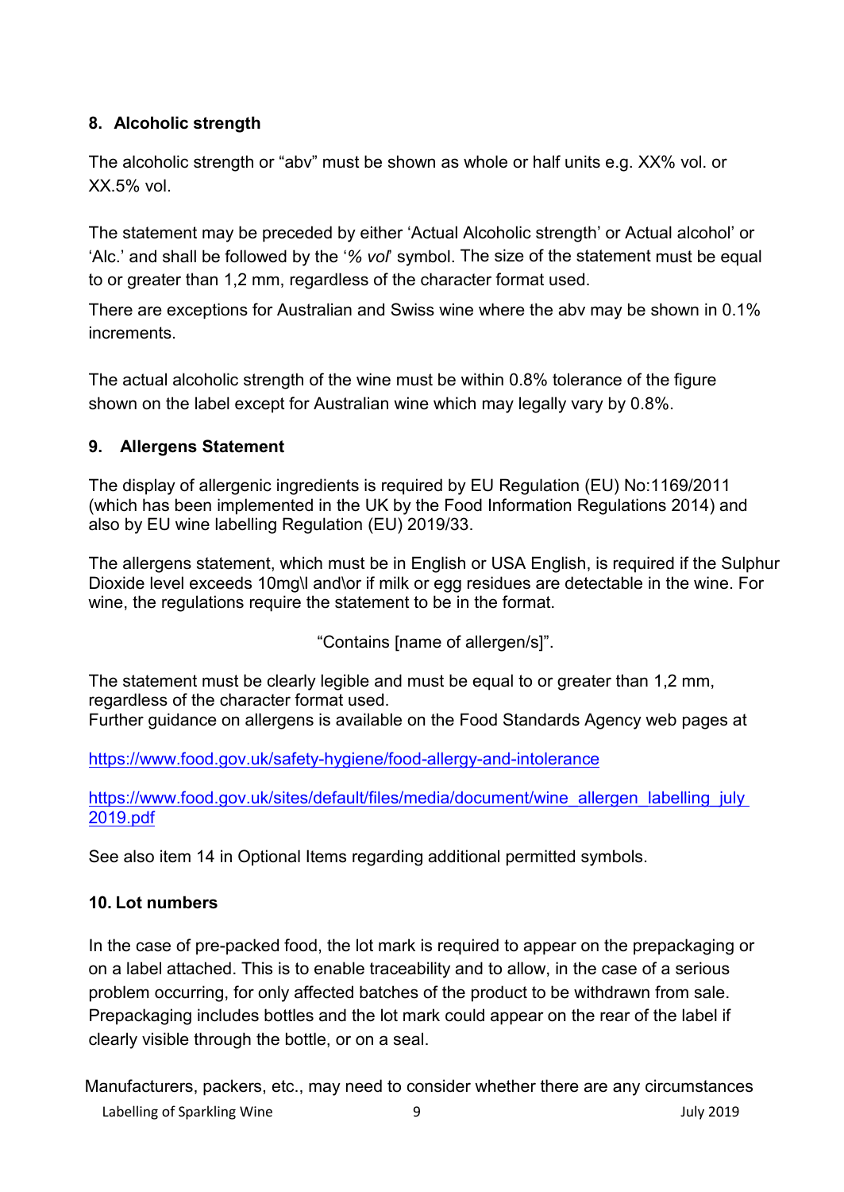## 8. Alcoholic strength

The alcoholic strength or "abv" must be shown as whole or half units e.g. XX% vol. or XX.5% vol.

The statement may be preceded by either 'Actual Alcoholic strength' or Actual alcohol' or 'Alc.' and shall be followed by the '*% vol*' symbol. The size of the statement must be equal to or greater than 1,2 mm, regardless of the character format used.

There are exceptions for Australian and Swiss wine where the abv may be shown in 0.1% increments.

The actual alcoholic strength of the wine must be within 0.8% tolerance of the figure shown on the label except for Australian wine which may legally vary by 0.8%.

## 9. Allergens Statement

The display of allergenic ingredients is required by EU Regulation (EU) No:1169/2011 (which has been implemented in the UK by the Food Information Regulations 2014) and also by EU wine labelling Regulation (EU) 2019/33.

The allergens statement, which must be in English or USA English, is required if the Sulphur Dioxide level exceeds 10mg\l and\or if milk or egg residues are detectable in the wine. For wine, the regulations require the statement to be in the format.

"Contains [name of allergen/s]".

The statement must be clearly legible and must be equal to or greater than 1,2 mm, regardless of the character format used.
Further guidance on allergens is available on the Food Standards Agency web pages at

https://www.food.gov.uk/safety-hygiene/food-allergy-and-intolerance

https://www.food.gov.uk/sites/default/files/media/document/wine_allergen_labelling_july_2019.pdf

See also item 14 in Optional Items regarding additional permitted symbols.

## 10. Lot numbers

In the case of pre-packed food, the lot mark is required to appear on the prepackaging or on a label attached. This is to enable traceability and to allow, in the case of a serious problem occurring, for only affected batches of the product to be withdrawn from sale. Prepackaging includes bottles and the lot mark could appear on the rear of the label if clearly visible through the bottle, or on a seal.

Manufacturers, packers, etc., may need to consider whether there are any circumstances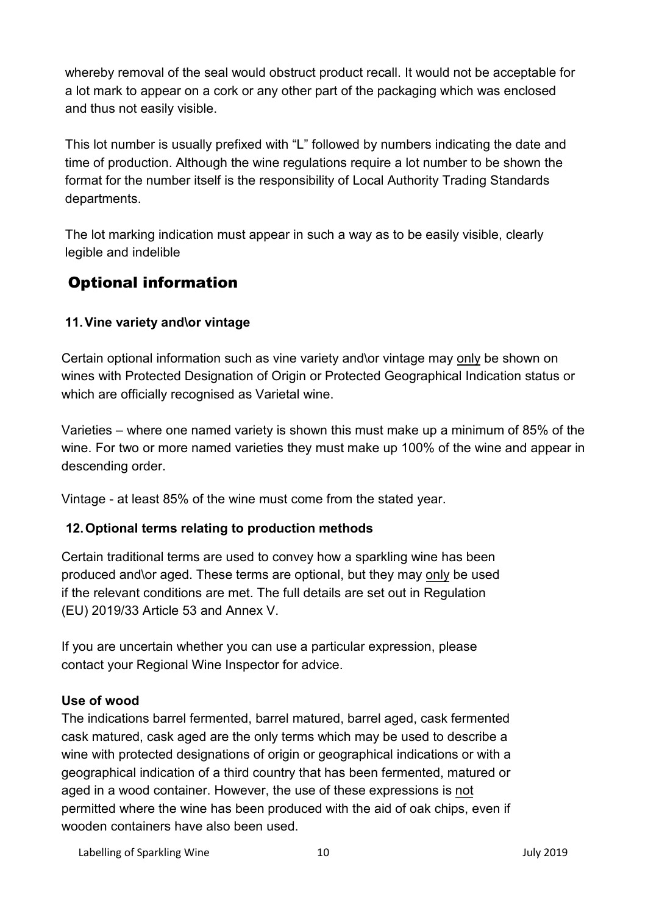whereby removal of the seal would obstruct product recall. It would not be acceptable for a lot mark to appear on a cork or any other part of the packaging which was enclosed and thus not easily visible.

This lot number is usually prefixed with "L" followed by numbers indicating the date and time of production. Although the wine regulations require a lot number to be shown the format for the number itself is the responsibility of Local Authority Trading Standards departments.

The lot marking indication must appear in such a way as to be easily visible, clearly legible and indelible

## Optional information

### 11. Vine variety and\or vintage

Certain optional information such as vine variety and\or vintage may only be shown on wines with Protected Designation of Origin or Protected Geographical Indication status or which are officially recognised as Varietal wine.

Varieties – where one named variety is shown this must make up a minimum of 85% of the wine. For two or more named varieties they must make up 100% of the wine and appear in descending order.

Vintage - at least 85% of the wine must come from the stated year.

### 12. Optional terms relating to production methods

Certain traditional terms are used to convey how a sparkling wine has been produced and\or aged. These terms are optional, but they may only be used if the relevant conditions are met. The full details are set out in Regulation (EU) 2019/33 Article 53 and Annex V.

If you are uncertain whether you can use a particular expression, please contact your Regional Wine Inspector for advice.

**Use of wood**

The indications barrel fermented, barrel matured, barrel aged, cask fermented cask matured, cask aged are the only terms which may be used to describe a wine with protected designations of origin or geographical indications or with a geographical indication of a third country that has been fermented, matured or aged in a wood container. However, the use of these expressions is not permitted where the wine has been produced with the aid of oak chips, even if wooden containers have also been used.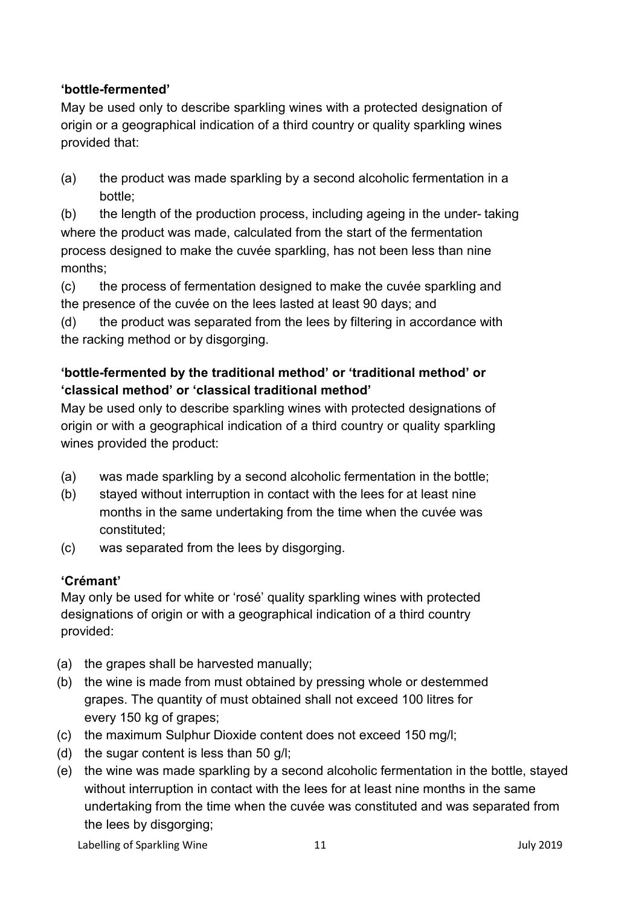**'bottle-fermented'**

May be used only to describe sparkling wines with a protected designation of origin or a geographical indication of a third country or quality sparkling wines provided that:

(a) the product was made sparkling by a second alcoholic fermentation in a bottle;

(b) the length of the production process, including ageing in the under- taking where the product was made, calculated from the start of the fermentation process designed to make the cuvée sparkling, has not been less than nine months;

(c) the process of fermentation designed to make the cuvée sparkling and the presence of the cuvée on the lees lasted at least 90 days; and

(d) the product was separated from the lees by filtering in accordance with the racking method or by disgorging.

**'bottle-fermented by the traditional method' or 'traditional method' or 'classical method' or 'classical traditional method'**

May be used only to describe sparkling wines with protected designations of origin or with a geographical indication of a third country or quality sparkling wines provided the product:

(a) was made sparkling by a second alcoholic fermentation in the bottle;

(b) stayed without interruption in contact with the lees for at least nine months in the same undertaking from the time when the cuvée was constituted;

(c) was separated from the lees by disgorging.

**'Crémant'**

May only be used for white or 'rosé' quality sparkling wines with protected designations of origin or with a geographical indication of a third country provided:

(a) the grapes shall be harvested manually;

(b) the wine is made from must obtained by pressing whole or destemmed grapes. The quantity of must obtained shall not exceed 100 litres for every 150 kg of grapes;

(c) the maximum Sulphur Dioxide content does not exceed 150 mg/l;

(d) the sugar content is less than 50 g/l;

(e) the wine was made sparkling by a second alcoholic fermentation in the bottle, stayed without interruption in contact with the lees for at least nine months in the same undertaking from the time when the cuvée was constituted and was separated from the lees by disgorging;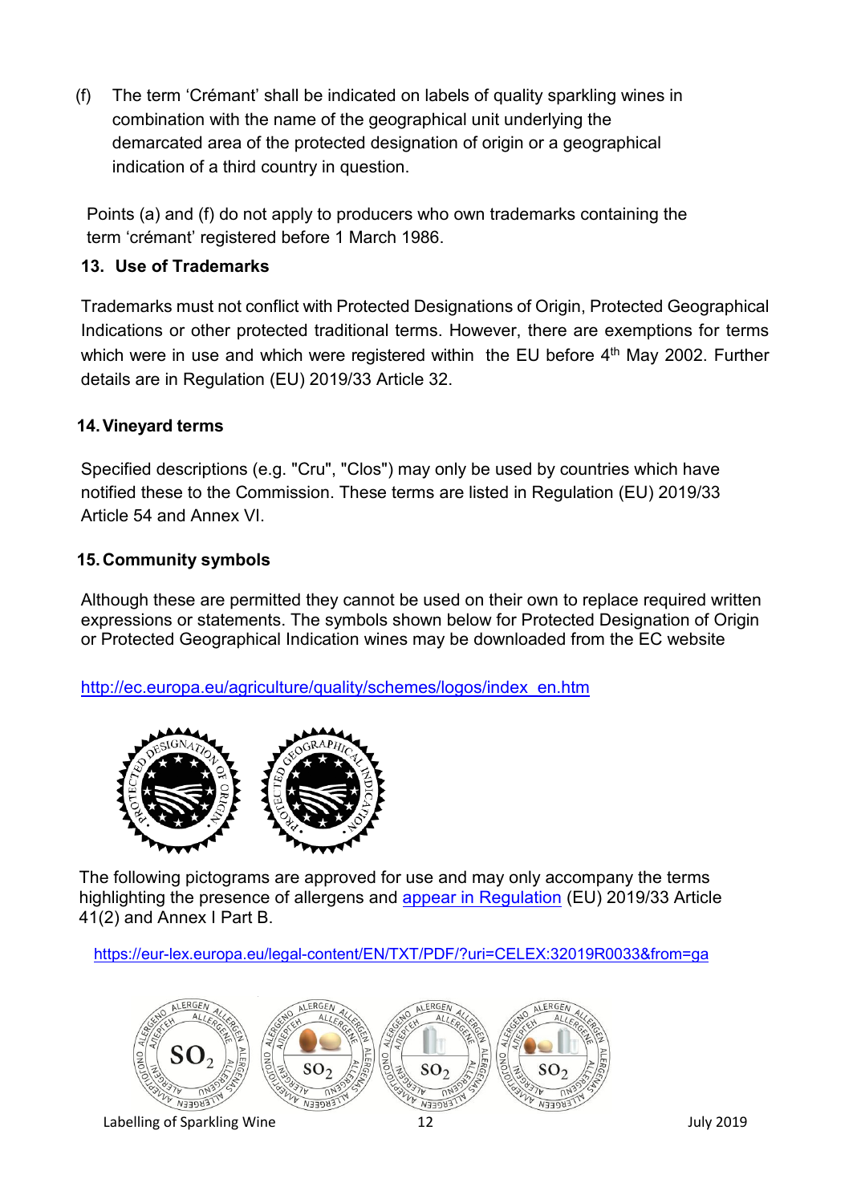(f) The term 'Crémant' shall be indicated on labels of quality sparkling wines in combination with the name of the geographical unit underlying the demarcated area of the protected designation of origin or a geographical indication of a third country in question.

Points (a) and (f) do not apply to producers who own trademarks containing the term 'crémant' registered before 1 March 1986.

## 13. Use of Trademarks

Trademarks must not conflict with Protected Designations of Origin, Protected Geographical Indications or other protected traditional terms. However, there are exemptions for terms which were in use and which were registered within the EU before 4th May 2002. Further details are in Regulation (EU) 2019/33 Article 32.

## 14. Vineyard terms

Specified descriptions (e.g. "Cru", "Clos") may only be used by countries which have notified these to the Commission. These terms are listed in Regulation (EU) 2019/33 Article 54 and Annex VI.

## 15. Community symbols

Although these are permitted they cannot be used on their own to replace required written expressions or statements. The symbols shown below for Protected Designation of Origin or Protected Geographical Indication wines may be downloaded from the EC website

http://ec.europa.eu/agriculture/quality/schemes/logos/index_en.htm

The following pictograms are approved for use and may only accompany the terms highlighting the presence of allergens and appear in Regulation (EU) 2019/33 Article 41(2) and Annex I Part B.

https://eur-lex.europa.eu/legal-content/EN/TXT/PDF/?uri=CELEX:32019R0033&from=ga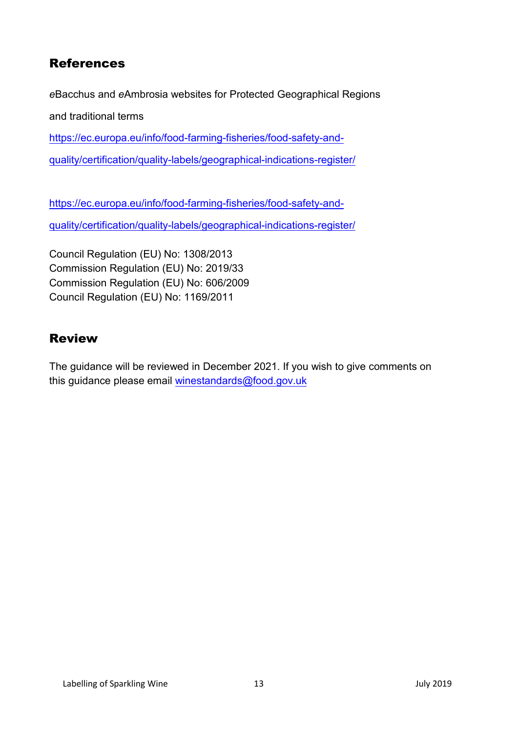## References

*e*Bacchus and *e*Ambrosia websites for Protected Geographical Regions

and traditional terms

https://ec.europa.eu/info/food-farming-fisheries/food-safety-and-quality/certification/quality-labels/geographical-indications-register/

https://ec.europa.eu/info/food-farming-fisheries/food-safety-and-quality/certification/quality-labels/geographical-indications-register/

Council Regulation (EU) No: 1308/2013
Commission Regulation (EU) No: 2019/33
Commission Regulation (EU) No: 606/2009
Council Regulation (EU) No: 1169/2011

## Review

The guidance will be reviewed in December 2021. If you wish to give comments on this guidance please email winestandards@food.gov.uk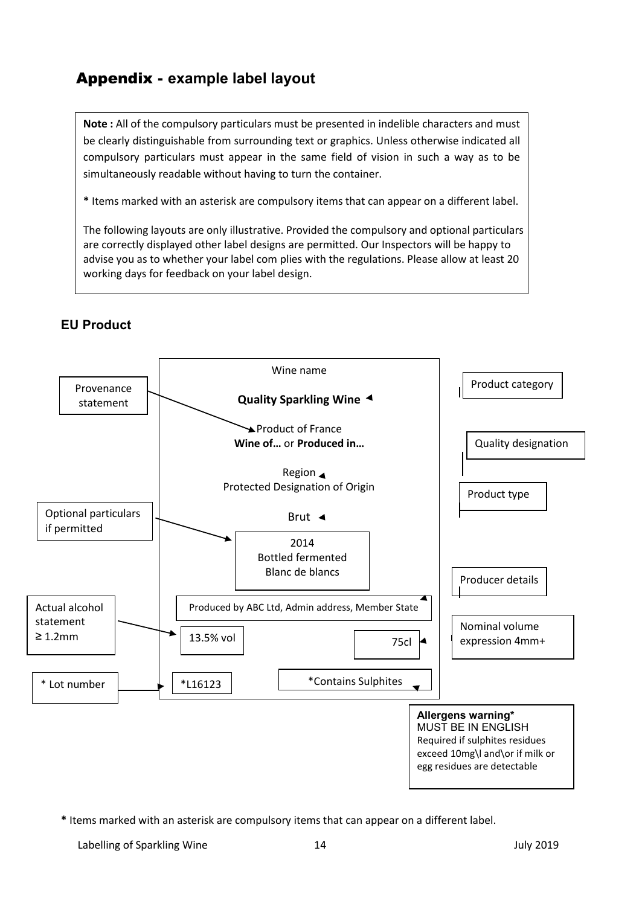# Appendix - example label layout

**Note :** All of the compulsory particulars must be presented in indelible characters and must be clearly distinguishable from surrounding text or graphics. Unless otherwise indicated all compulsory particulars must appear in the same field of vision in such a way as to be simultaneously readable without having to turn the container.

**\*** Items marked with an asterisk are compulsory items that can appear on a different label.

The following layouts are only illustrative. Provided the compulsory and optional particulars are correctly displayed other label designs are permitted. Our Inspectors will be happy to advise you as to whether your label com plies with the regulations. Please allow at least 20 working days for feedback on your label design.

## EU Product

Wine name

**Quality Sparkling Wine** ◄ Product category

Provenance statement → Product of France
**Wine of…** or **Produced in…**

Region ◄ Quality designation
Protected Designation of Origin

Brut ◄ Product type

Optional particulars if permitted →
2014
Bottled fermented
Blanc de blancs

Produced by ABC Ltd, Admin address, Member State ◄ Producer details

Actual alcohol statement ≥ 1.2mm → 13.5% vol

75cl ◄ Nominal volume expression 4mm+

\* Lot number → *L16123

*Contains Sulphites

**Allergens warning***
MUST BE IN ENGLISH
Required if sulphites residues exceed 10mg\l and\or if milk or egg residues are detectable

**\*** Items marked with an asterisk are compulsory items that can appear on a different label.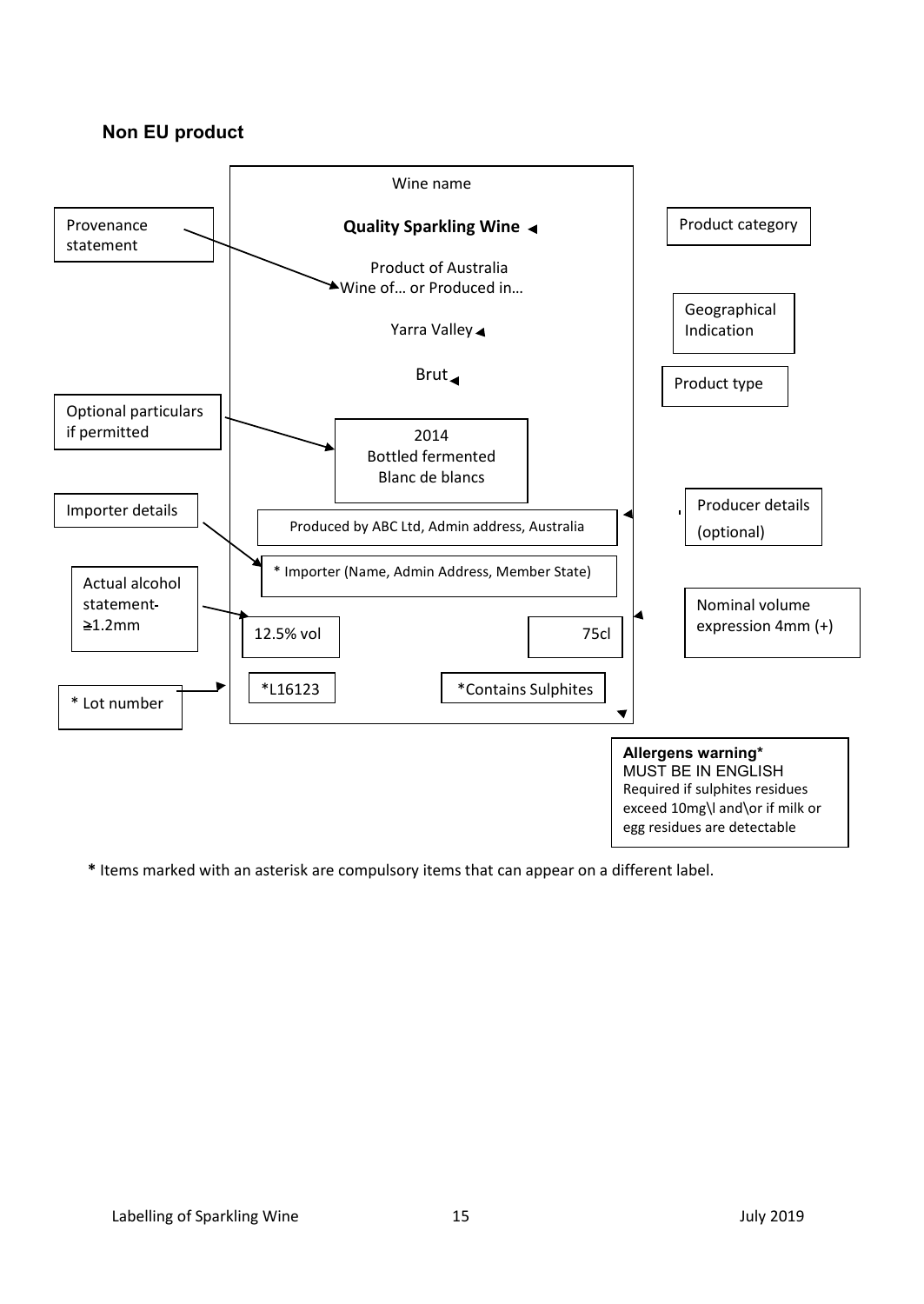**Non EU product**

Wine name

**Quality Sparkling Wine**

Product of Australia
Wine of… or Produced in…

Yarra Valley

Brut

2014
Bottled fermented
Blanc de blancs

Produced by ABC Ltd, Admin address, Australia

* Importer (Name, Admin Address, Member State)

12.5% vol

75cl

*L16123

*Contains Sulphites

Provenance statement

Product category

Geographical Indication

Product type

Optional particulars if permitted

Importer details

Producer details (optional)

Actual alcohol statement- ≥1.2mm

Nominal volume expression 4mm (+)

* Lot number

**Allergens warning***
MUST BE IN ENGLISH
Required if sulphites residues exceed 10mg\l and\or if milk or egg residues are detectable

**\*** Items marked with an asterisk are compulsory items that can appear on a different label.